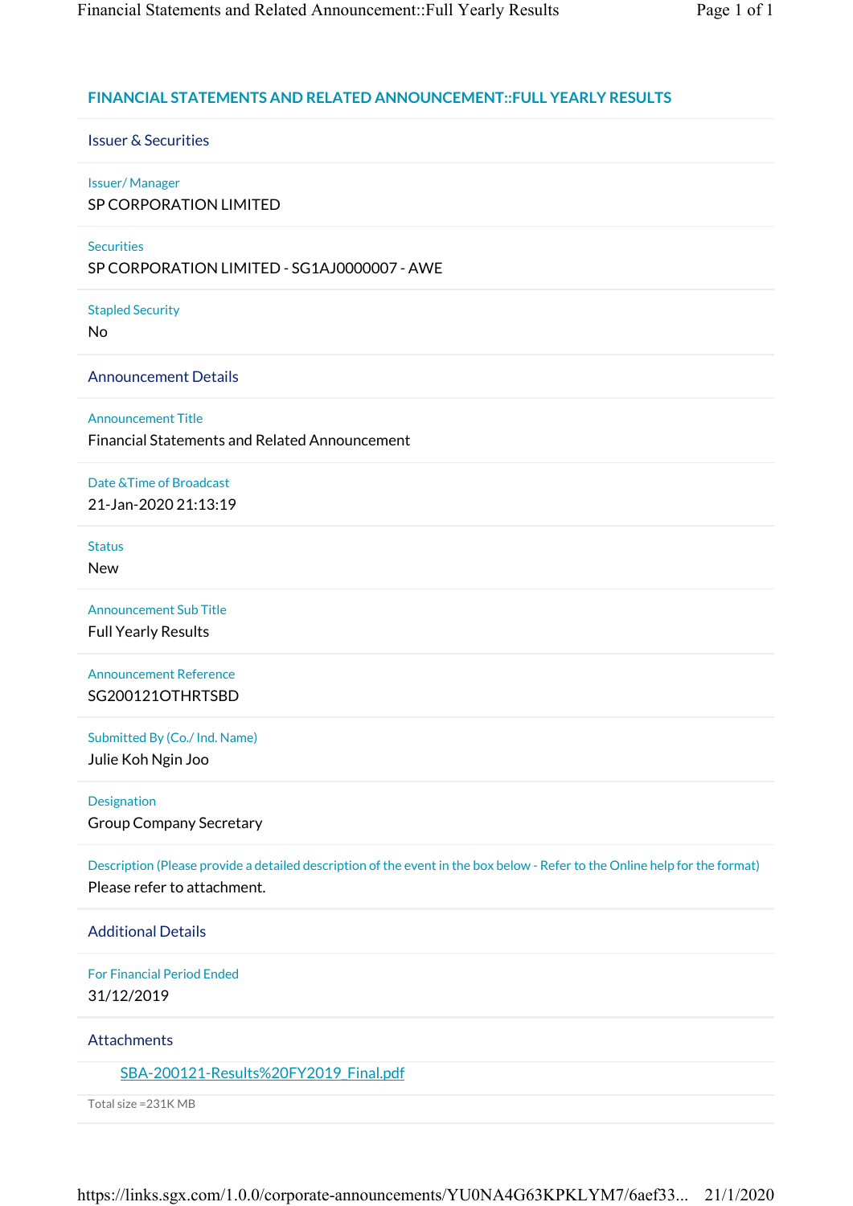# FINANCIAL STATEMENTS AND RELATED ANNOUNCEMENT::FULL YEARLY RESULTS

## Issuer & Securities

**Issuer/ Manager**

SP CORPORATION LIMITED

**Securities**

SP CORPORATION LIMITED - SG1AJ0000007 - AWE

**Stapled Security**

No

## Announcement Details

**Announcement Title**

Financial Statements and Related Announcement

**Date &Time of Broadcast**

21-Jan-2020 21:13:19

**Status**

New

**Announcement Sub Title**

Full Yearly Results

**Announcement Reference**

SG200121OTHRTSBD

**Submitted By (Co./ Ind. Name)**

Julie Koh Ngin Joo

**Designation**

Group Company Secretary

**Description (Please provide a detailed description of the event in the box below - Refer to the Online help for the format)**

Please refer to attachment.

## Additional Details

**For Financial Period Ended**

31/12/2019

## Attachments

SBA-200121-Results%20FY2019_Final.pdf

Total size =231K MB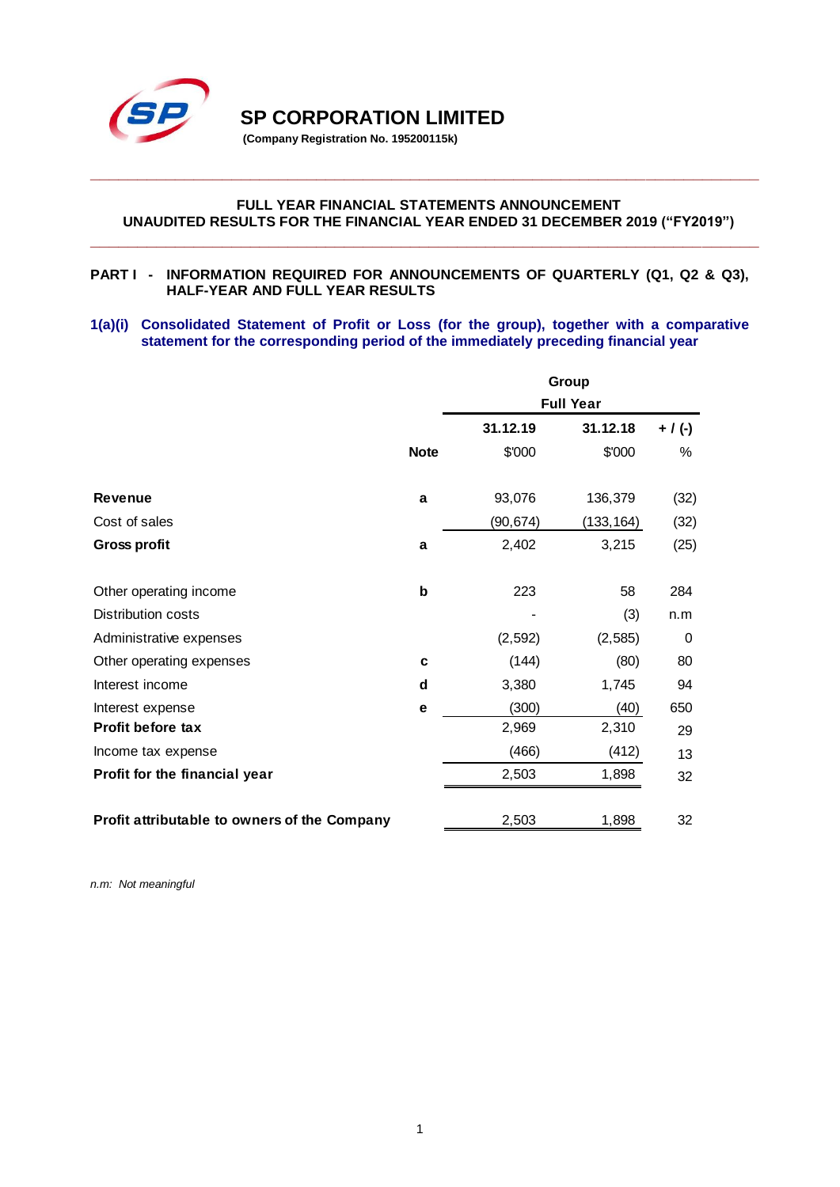# SP CORPORATION LIMITED

**(Company Registration No. 195200115k)**

**FULL YEAR FINANCIAL STATEMENTS ANNOUNCEMENT**
**UNAUDITED RESULTS FOR THE FINANCIAL YEAR ENDED 31 DECEMBER 2019 ("FY2019")**

**PART I - INFORMATION REQUIRED FOR ANNOUNCEMENTS OF QUARTERLY (Q1, Q2 & Q3), HALF-YEAR AND FULL YEAR RESULTS**

**1(a)(i) Consolidated Statement of Profit or Loss (for the group), together with a comparative statement for the corresponding period of the immediately preceding financial year**

| | | Group | | |
|---|---|---|---|---|
| | | Full Year | | |
| | | 31.12.19 | 31.12.18 | + / (-) |
| | Note | $'000 | $'000 | % |
| **Revenue** | a | 93,076 | 136,379 | (32) |
| Cost of sales | | (90,674) | (133,164) | (32) |
| **Gross profit** | a | 2,402 | 3,215 | (25) |
| | | | | |
| Other operating income | b | 223 | 58 | 284 |
| Distribution costs | | - | (3) | n.m |
| Administrative expenses | | (2,592) | (2,585) | 0 |
| Other operating expenses | c | (144) | (80) | 80 |
| Interest income | d | 3,380 | 1,745 | 94 |
| Interest expense | e | (300) | (40) | 650 |
| **Profit before tax** | | 2,969 | 2,310 | 29 |
| Income tax expense | | (466) | (412) | 13 |
| **Profit for the financial year** | | 2,503 | 1,898 | 32 |
| | | | | |
| **Profit attributable to owners of the Company** | | 2,503 | 1,898 | 32 |

*n.m: Not meaningful*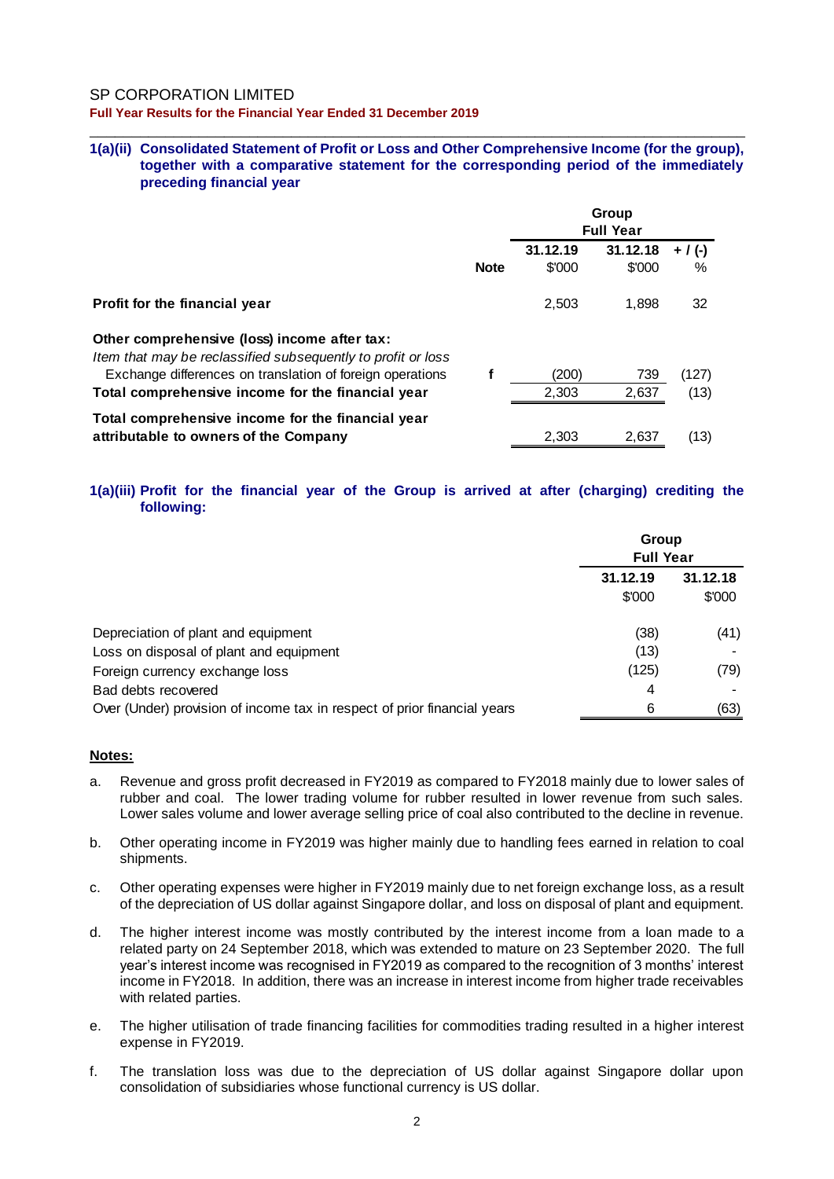SP CORPORATION LIMITED

**Full Year Results for the Financial Year Ended 31 December 2019**

### 1(a)(ii) Consolidated Statement of Profit or Loss and Other Comprehensive Income (for the group), together with a comparative statement for the corresponding period of the immediately preceding financial year

| | Note | Group Full Year | | |
|---|---|---|---|---|
| | | 31.12.19 | 31.12.18 | + / (-) |
| | | $'000 | $'000 | % |
| **Profit for the financial year** | | 2,503 | 1,898 | 32 |
| **Other comprehensive (loss) income after tax:** | | | | |
| *Item that may be reclassified subsequently to profit or loss* | | | | |
| Exchange differences on translation of foreign operations | f | (200) | 739 | (127) |
| **Total comprehensive income for the financial year** | | 2,303 | 2,637 | (13) |
| **Total comprehensive income for the financial year attributable to owners of the Company** | | 2,303 | 2,637 | (13) |

### 1(a)(iii) Profit for the financial year of the Group is arrived at after (charging) crediting the following:

| | Group Full Year | |
|---|---|---|
| | 31.12.19 | 31.12.18 |
| | $'000 | $'000 |
| Depreciation of plant and equipment | (38) | (41) |
| Loss on disposal of plant and equipment | (13) | - |
| Foreign currency exchange loss | (125) | (79) |
| Bad debts recovered | 4 | - |
| Over (Under) provision of income tax in respect of prior financial years | 6 | (63) |

**Notes:**

a. Revenue and gross profit decreased in FY2019 as compared to FY2018 mainly due to lower sales of rubber and coal. The lower trading volume for rubber resulted in lower revenue from such sales. Lower sales volume and lower average selling price of coal also contributed to the decline in revenue.

b. Other operating income in FY2019 was higher mainly due to handling fees earned in relation to coal shipments.

c. Other operating expenses were higher in FY2019 mainly due to net foreign exchange loss, as a result of the depreciation of US dollar against Singapore dollar, and loss on disposal of plant and equipment.

d. The higher interest income was mostly contributed by the interest income from a loan made to a related party on 24 September 2018, which was extended to mature on 23 September 2020. The full year's interest income was recognised in FY2019 as compared to the recognition of 3 months' interest income in FY2018. In addition, there was an increase in interest income from higher trade receivables with related parties.

e. The higher utilisation of trade financing facilities for commodities trading resulted in a higher interest expense in FY2019.

f. The translation loss was due to the depreciation of US dollar against Singapore dollar upon consolidation of subsidiaries whose functional currency is US dollar.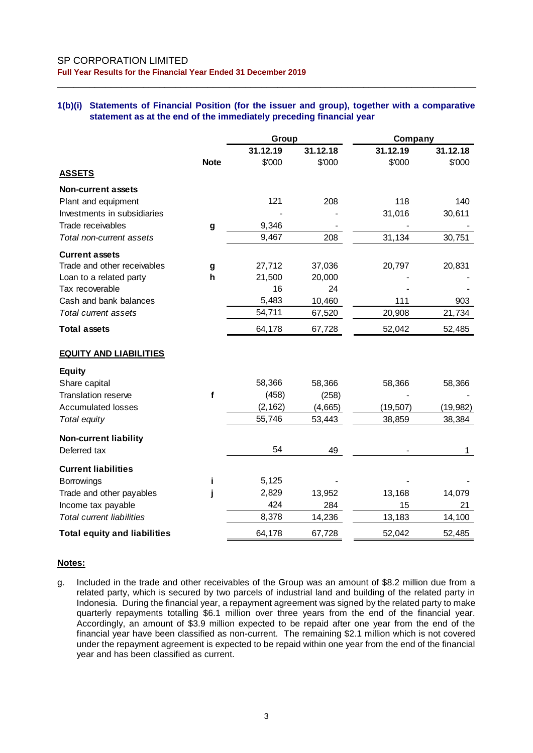## 1(b)(i) Statements of Financial Position (for the issuer and group), together with a comparative statement as at the end of the immediately preceding financial year

| | | Group | | Company | |
|---|---|---|---|---|---|
| | | 31.12.19 | 31.12.18 | 31.12.19 | 31.12.18 |
| | Note | $'000 | $'000 | $'000 | $'000 |
| **ASSETS** | | | | | |
| **Non-current assets** | | | | | |
| Plant and equipment | | 121 | 208 | 118 | 140 |
| Investments in subsidiaries | | - | - | 31,016 | 30,611 |
| Trade receivables | g | 9,346 | - | - | - |
| *Total non-current assets* | | 9,467 | 208 | 31,134 | 30,751 |
| **Current assets** | | | | | |
| Trade and other receivables | g | 27,712 | 37,036 | 20,797 | 20,831 |
| Loan to a related party | h | 21,500 | 20,000 | - | - |
| Tax recoverable | | 16 | 24 | - | - |
| Cash and bank balances | | 5,483 | 10,460 | 111 | 903 |
| *Total current assets* | | 54,711 | 67,520 | 20,908 | 21,734 |
| **Total assets** | | 64,178 | 67,728 | 52,042 | 52,485 |
| **EQUITY AND LIABILITIES** | | | | | |
| **Equity** | | | | | |
| Share capital | | 58,366 | 58,366 | 58,366 | 58,366 |
| Translation reserve | f | (458) | (258) | - | - |
| Accumulated losses | | (2,162) | (4,665) | (19,507) | (19,982) |
| *Total equity* | | 55,746 | 53,443 | 38,859 | 38,384 |
| **Non-current liability** | | | | | |
| Deferred tax | | 54 | 49 | - | 1 |
| **Current liabilities** | | | | | |
| Borrowings | i | 5,125 | - | - | - |
| Trade and other payables | j | 2,829 | 13,952 | 13,168 | 14,079 |
| Income tax payable | | 424 | 284 | 15 | 21 |
| *Total current liabilities* | | 8,378 | 14,236 | 13,183 | 14,100 |
| **Total equity and liabilities** | | 64,178 | 67,728 | 52,042 | 52,485 |

**Notes:**

g. Included in the trade and other receivables of the Group was an amount of $8.2 million due from a related party, which is secured by two parcels of industrial land and building of the related party in Indonesia. During the financial year, a repayment agreement was signed by the related party to make quarterly repayments totalling $6.1 million over three years from the end of the financial year. Accordingly, an amount of $3.9 million expected to be repaid after one year from the end of the financial year have been classified as non-current. The remaining $2.1 million which is not covered under the repayment agreement is expected to be repaid within one year from the end of the financial year and has been classified as current.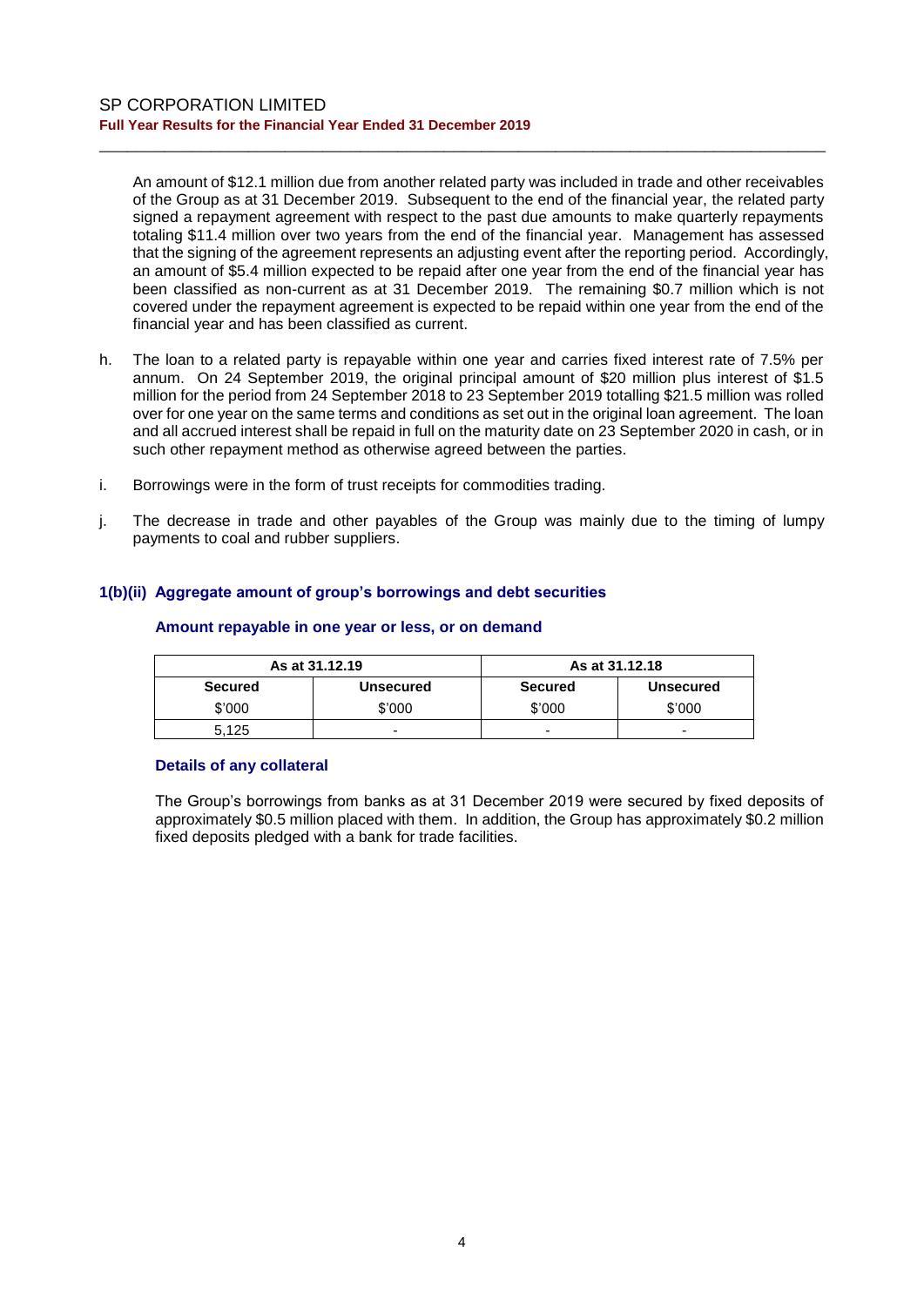An amount of $12.1 million due from another related party was included in trade and other receivables of the Group as at 31 December 2019. Subsequent to the end of the financial year, the related party signed a repayment agreement with respect to the past due amounts to make quarterly repayments totaling $11.4 million over two years from the end of the financial year. Management has assessed that the signing of the agreement represents an adjusting event after the reporting period. Accordingly, an amount of $5.4 million expected to be repaid after one year from the end of the financial year has been classified as non-current as at 31 December 2019. The remaining $0.7 million which is not covered under the repayment agreement is expected to be repaid within one year from the end of the financial year and has been classified as current.

h. The loan to a related party is repayable within one year and carries fixed interest rate of 7.5% per annum. On 24 September 2019, the original principal amount of $20 million plus interest of $1.5 million for the period from 24 September 2018 to 23 September 2019 totalling $21.5 million was rolled over for one year on the same terms and conditions as set out in the original loan agreement. The loan and all accrued interest shall be repaid in full on the maturity date on 23 September 2020 in cash, or in such other repayment method as otherwise agreed between the parties.

i. Borrowings were in the form of trust receipts for commodities trading.

j. The decrease in trade and other payables of the Group was mainly due to the timing of lumpy payments to coal and rubber suppliers.

### 1(b)(ii) Aggregate amount of group's borrowings and debt securities

**Amount repayable in one year or less, or on demand**

| As at 31.12.19 | | As at 31.12.18 | |
|---|---|---|---|
| **Secured** | **Unsecured** | **Secured** | **Unsecured** |
| $'000 | $'000 | $'000 | $'000 |
| 5,125 | - | - | - |

**Details of any collateral**

The Group's borrowings from banks as at 31 December 2019 were secured by fixed deposits of approximately $0.5 million placed with them. In addition, the Group has approximately $0.2 million fixed deposits pledged with a bank for trade facilities.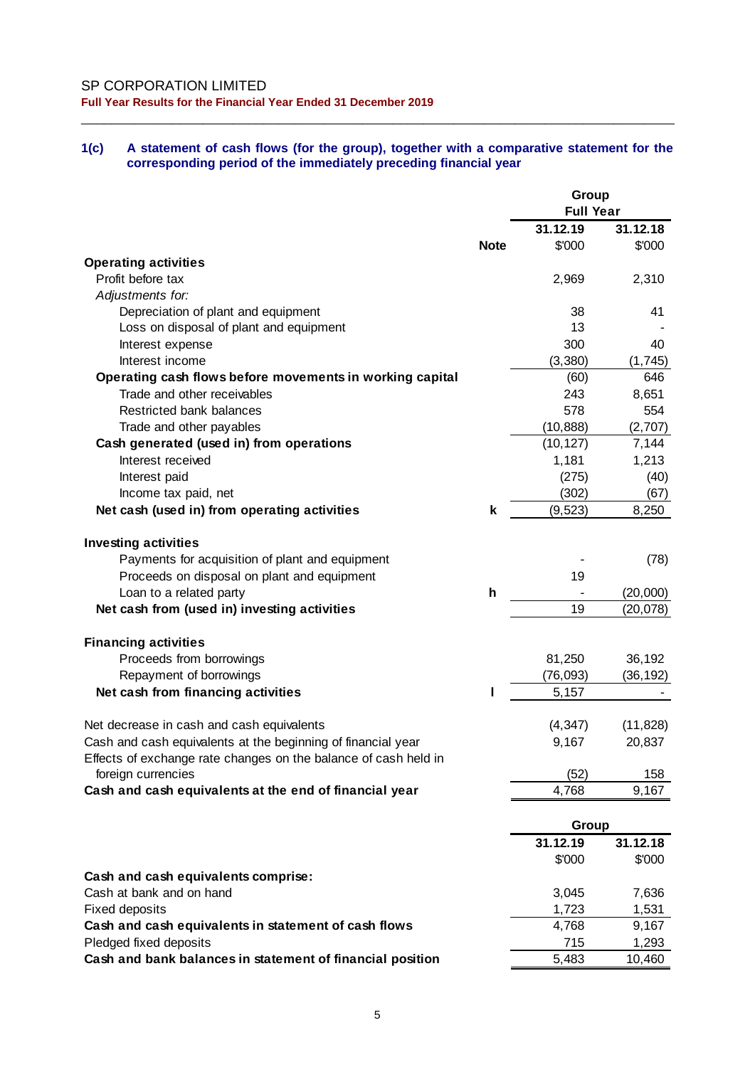SP CORPORATION LIMITED

**Full Year Results for the Financial Year Ended 31 December 2019**

## 1(c) A statement of cash flows (for the group), together with a comparative statement for the corresponding period of the immediately preceding financial year

| | Note | Group Full Year 31.12.19 $'000 | Group Full Year 31.12.18 $'000 |
|---|---|---|---|
| **Operating activities** | | | |
| Profit before tax | | 2,969 | 2,310 |
| *Adjustments for:* | | | |
| Depreciation of plant and equipment | | 38 | 41 |
| Loss on disposal of plant and equipment | | 13 | - |
| Interest expense | | 300 | 40 |
| Interest income | | (3,380) | (1,745) |
| **Operating cash flows before movements in working capital** | | (60) | 646 |
| Trade and other receivables | | 243 | 8,651 |
| Restricted bank balances | | 578 | 554 |
| Trade and other payables | | (10,888) | (2,707) |
| **Cash generated (used in) from operations** | | (10,127) | 7,144 |
| Interest received | | 1,181 | 1,213 |
| Interest paid | | (275) | (40) |
| Income tax paid, net | | (302) | (67) |
| **Net cash (used in) from operating activities** | k | (9,523) | 8,250 |
| | | | |
| **Investing activities** | | | |
| Payments for acquisition of plant and equipment | | - | (78) |
| Proceeds on disposal on plant and equipment | | 19 | |
| Loan to a related party | h | - | (20,000) |
| **Net cash from (used in) investing activities** | | 19 | (20,078) |
| | | | |
| **Financing activities** | | | |
| Proceeds from borrowings | | 81,250 | 36,192 |
| Repayment of borrowings | | (76,093) | (36,192) |
| **Net cash from financing activities** | l | 5,157 | - |
| | | | |
| Net decrease in cash and cash equivalents | | (4,347) | (11,828) |
| Cash and cash equivalents at the beginning of financial year | | 9,167 | 20,837 |
| Effects of exchange rate changes on the balance of cash held in foreign currencies | | (52) | 158 |
| **Cash and cash equivalents at the end of financial year** | | 4,768 | 9,167 |

| | Group 31.12.19 $'000 | Group 31.12.18 $'000 |
|---|---|---|
| **Cash and cash equivalents comprise:** | | |
| Cash at bank and on hand | 3,045 | 7,636 |
| Fixed deposits | 1,723 | 1,531 |
| **Cash and cash equivalents in statement of cash flows** | 4,768 | 9,167 |
| Pledged fixed deposits | 715 | 1,293 |
| **Cash and bank balances in statement of financial position** | 5,483 | 10,460 |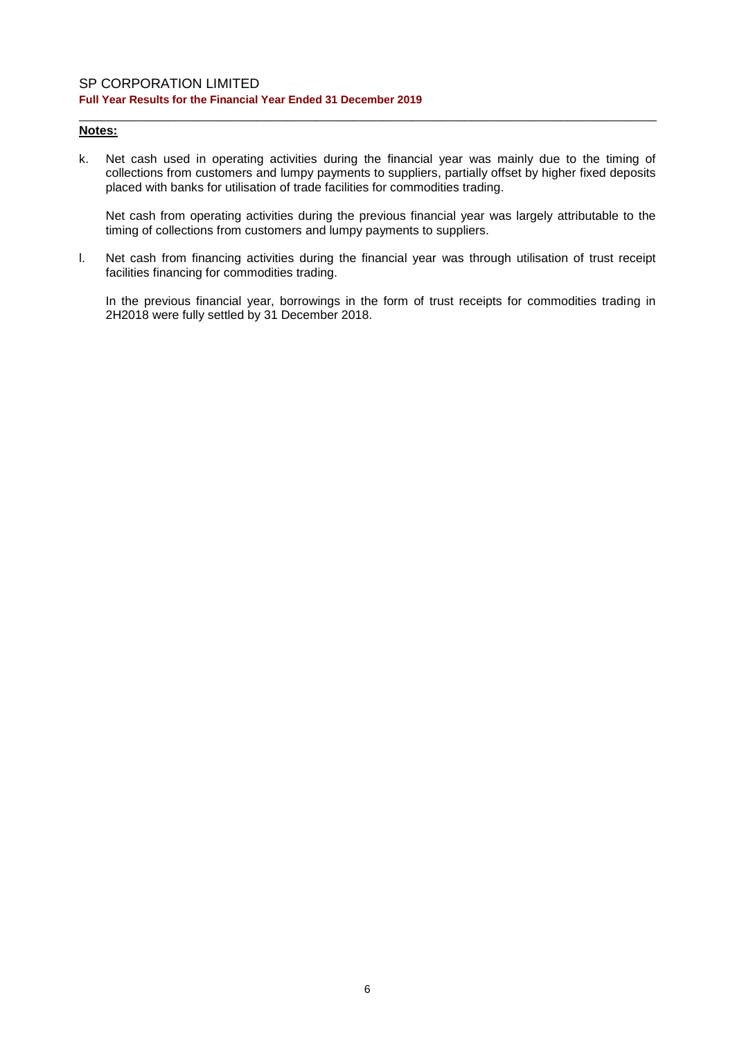**Notes:**

k. Net cash used in operating activities during the financial year was mainly due to the timing of collections from customers and lumpy payments to suppliers, partially offset by higher fixed deposits placed with banks for utilisation of trade facilities for commodities trading.

   Net cash from operating activities during the previous financial year was largely attributable to the timing of collections from customers and lumpy payments to suppliers.

l. Net cash from financing activities during the financial year was through utilisation of trust receipt facilities financing for commodities trading.

   In the previous financial year, borrowings in the form of trust receipts for commodities trading in 2H2018 were fully settled by 31 December 2018.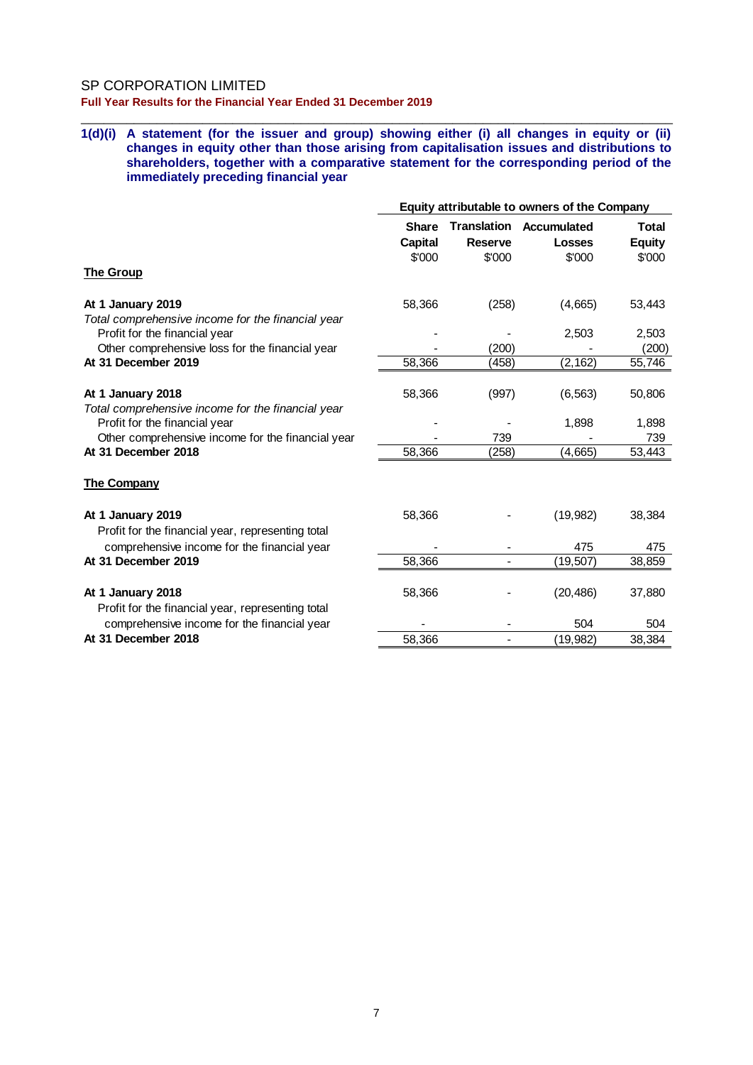SP CORPORATION LIMITED

**Full Year Results for the Financial Year Ended 31 December 2019**

**1(d)(i) A statement (for the issuer and group) showing either (i) all changes in equity or (ii) changes in equity other than those arising from capitalisation issues and distributions to shareholders, together with a comparative statement for the corresponding period of the immediately preceding financial year**

| | Equity attributable to owners of the Company | | | |
|---|---|---|---|---|
| | **Share Capital** $'000 | **Translation Reserve** $'000 | **Accumulated Losses** $'000 | **Total Equity** $'000 |
| **The Group** | | | | |
| **At 1 January 2019** | 58,366 | (258) | (4,665) | 53,443 |
| *Total comprehensive income for the financial year* | | | | |
| Profit for the financial year | - | - | 2,503 | 2,503 |
| Other comprehensive loss for the financial year | - | (200) | - | (200) |
| **At 31 December 2019** | 58,366 | (458) | (2,162) | 55,746 |
| | | | | |
| **At 1 January 2018** | 58,366 | (997) | (6,563) | 50,806 |
| *Total comprehensive income for the financial year* | | | | |
| Profit for the financial year | - | - | 1,898 | 1,898 |
| Other comprehensive income for the financial year | - | 739 | - | 739 |
| **At 31 December 2018** | 58,366 | (258) | (4,665) | 53,443 |
| | | | | |
| **The Company** | | | | |
| **At 1 January 2019** | 58,366 | - | (19,982) | 38,384 |
| Profit for the financial year, representing total comprehensive income for the financial year | - | - | 475 | 475 |
| **At 31 December 2019** | 58,366 | - | (19,507) | 38,859 |
| | | | | |
| **At 1 January 2018** | 58,366 | - | (20,486) | 37,880 |
| Profit for the financial year, representing total comprehensive income for the financial year | - | - | 504 | 504 |
| **At 31 December 2018** | 58,366 | - | (19,982) | 38,384 |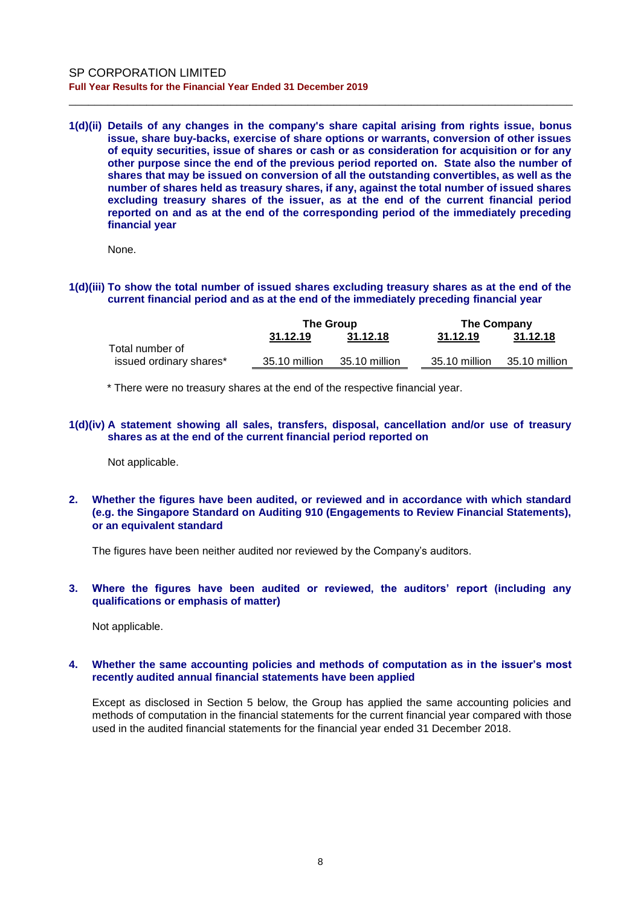**1(d)(ii) Details of any changes in the company's share capital arising from rights issue, bonus issue, share buy-backs, exercise of share options or warrants, conversion of other issues of equity securities, issue of shares or cash or as consideration for acquisition or for any other purpose since the end of the previous period reported on. State also the number of shares that may be issued on conversion of all the outstanding convertibles, as well as the number of shares held as treasury shares, if any, against the total number of issued shares excluding treasury shares of the issuer, as at the end of the current financial period reported on and as at the end of the corresponding period of the immediately preceding financial year**

None.

**1(d)(iii) To show the total number of issued shares excluding treasury shares as at the end of the current financial period and as at the end of the immediately preceding financial year**

| | The Group | | The Company | |
|---|---|---|---|---|
| | 31.12.19 | 31.12.18 | 31.12.19 | 31.12.18 |
| Total number of issued ordinary shares* | 35.10 million | 35.10 million | 35.10 million | 35.10 million |

\* There were no treasury shares at the end of the respective financial year.

**1(d)(iv) A statement showing all sales, transfers, disposal, cancellation and/or use of treasury shares as at the end of the current financial period reported on**

Not applicable.

**2. Whether the figures have been audited, or reviewed and in accordance with which standard (e.g. the Singapore Standard on Auditing 910 (Engagements to Review Financial Statements), or an equivalent standard**

The figures have been neither audited nor reviewed by the Company's auditors.

**3. Where the figures have been audited or reviewed, the auditors' report (including any qualifications or emphasis of matter)**

Not applicable.

**4. Whether the same accounting policies and methods of computation as in the issuer's most recently audited annual financial statements have been applied**

Except as disclosed in Section 5 below, the Group has applied the same accounting policies and methods of computation in the financial statements for the current financial year compared with those used in the audited financial statements for the financial year ended 31 December 2018.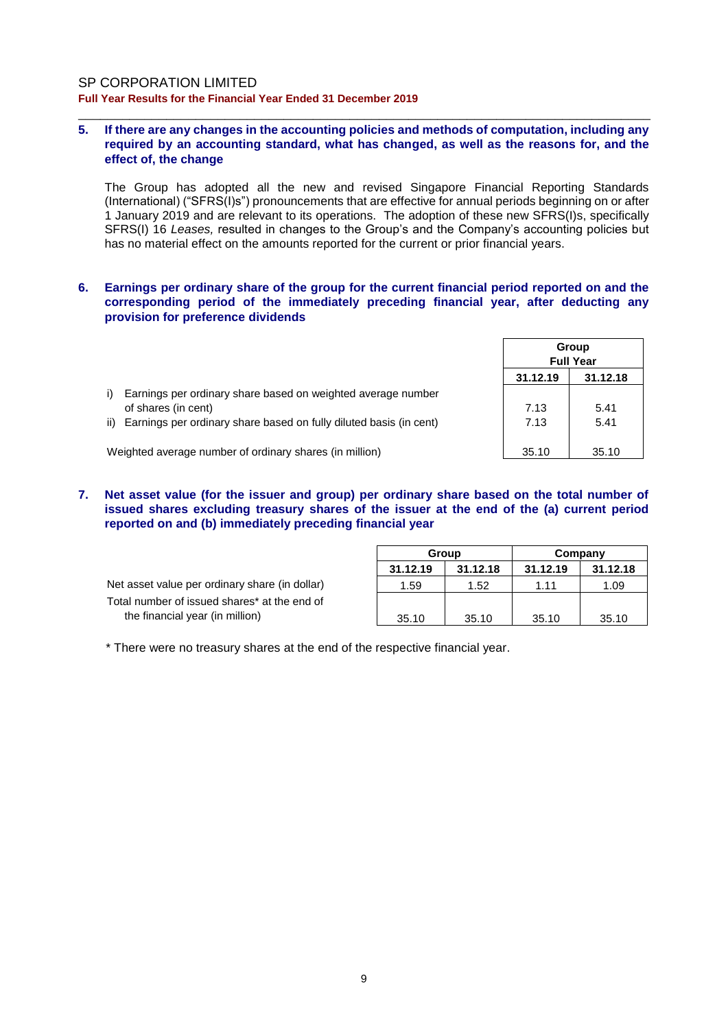**5. If there are any changes in the accounting policies and methods of computation, including any required by an accounting standard, what has changed, as well as the reasons for, and the effect of, the change**

The Group has adopted all the new and revised Singapore Financial Reporting Standards (International) ("SFRS(I)s") pronouncements that are effective for annual periods beginning on or after 1 January 2019 and are relevant to its operations. The adoption of these new SFRS(I)s, specifically SFRS(I) 16 *Leases,* resulted in changes to the Group's and the Company's accounting policies but has no material effect on the amounts reported for the current or prior financial years.

**6. Earnings per ordinary share of the group for the current financial period reported on and the corresponding period of the immediately preceding financial year, after deducting any provision for preference dividends**

| | Group Full Year | |
|---|---|---|
| | **31.12.19** | **31.12.18** |
| i) Earnings per ordinary share based on weighted average number of shares (in cent) | 7.13 | 5.41 |
| ii) Earnings per ordinary share based on fully diluted basis (in cent) | 7.13 | 5.41 |
| Weighted average number of ordinary shares (in million) | 35.10 | 35.10 |

**7. Net asset value (for the issuer and group) per ordinary share based on the total number of issued shares excluding treasury shares of the issuer at the end of the (a) current period reported on and (b) immediately preceding financial year**

| | Group | | Company | |
|---|---|---|---|---|
| | **31.12.19** | **31.12.18** | **31.12.19** | **31.12.18** |
| Net asset value per ordinary share (in dollar) | 1.59 | 1.52 | 1.11 | 1.09 |
| Total number of issued shares* at the end of the financial year (in million) | 35.10 | 35.10 | 35.10 | 35.10 |

\* There were no treasury shares at the end of the respective financial year.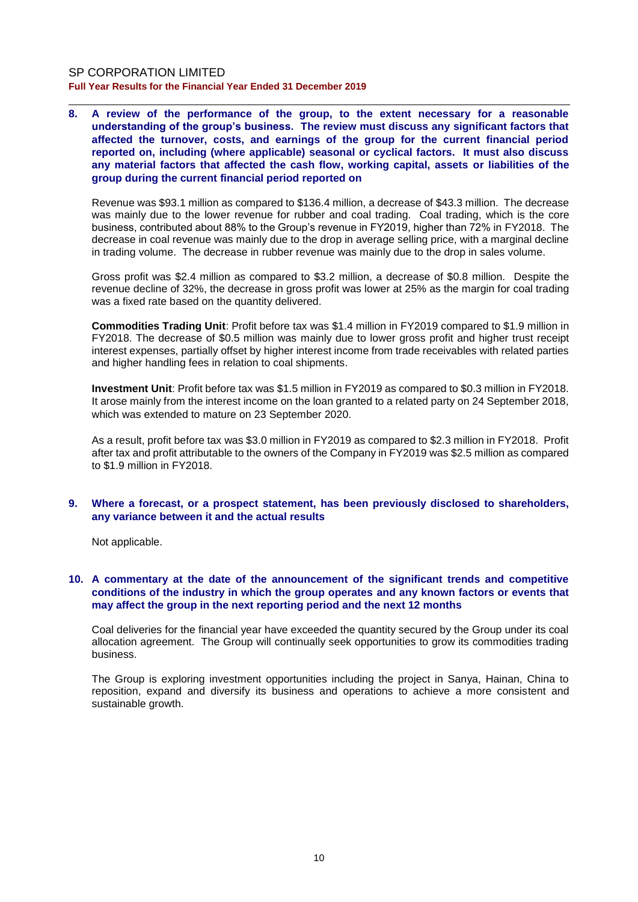**8. A review of the performance of the group, to the extent necessary for a reasonable understanding of the group's business. The review must discuss any significant factors that affected the turnover, costs, and earnings of the group for the current financial period reported on, including (where applicable) seasonal or cyclical factors. It must also discuss any material factors that affected the cash flow, working capital, assets or liabilities of the group during the current financial period reported on**

Revenue was $93.1 million as compared to $136.4 million, a decrease of $43.3 million. The decrease was mainly due to the lower revenue for rubber and coal trading. Coal trading, which is the core business, contributed about 88% to the Group's revenue in FY2019, higher than 72% in FY2018. The decrease in coal revenue was mainly due to the drop in average selling price, with a marginal decline in trading volume. The decrease in rubber revenue was mainly due to the drop in sales volume.

Gross profit was $2.4 million as compared to $3.2 million, a decrease of $0.8 million. Despite the revenue decline of 32%, the decrease in gross profit was lower at 25% as the margin for coal trading was a fixed rate based on the quantity delivered.

**Commodities Trading Unit**: Profit before tax was $1.4 million in FY2019 compared to $1.9 million in FY2018. The decrease of $0.5 million was mainly due to lower gross profit and higher trust receipt interest expenses, partially offset by higher interest income from trade receivables with related parties and higher handling fees in relation to coal shipments.

**Investment Unit**: Profit before tax was $1.5 million in FY2019 as compared to $0.3 million in FY2018. It arose mainly from the interest income on the loan granted to a related party on 24 September 2018, which was extended to mature on 23 September 2020.

As a result, profit before tax was $3.0 million in FY2019 as compared to $2.3 million in FY2018. Profit after tax and profit attributable to the owners of the Company in FY2019 was $2.5 million as compared to $1.9 million in FY2018.

**9. Where a forecast, or a prospect statement, has been previously disclosed to shareholders, any variance between it and the actual results**

Not applicable.

**10. A commentary at the date of the announcement of the significant trends and competitive conditions of the industry in which the group operates and any known factors or events that may affect the group in the next reporting period and the next 12 months**

Coal deliveries for the financial year have exceeded the quantity secured by the Group under its coal allocation agreement. The Group will continually seek opportunities to grow its commodities trading business.

The Group is exploring investment opportunities including the project in Sanya, Hainan, China to reposition, expand and diversify its business and operations to achieve a more consistent and sustainable growth.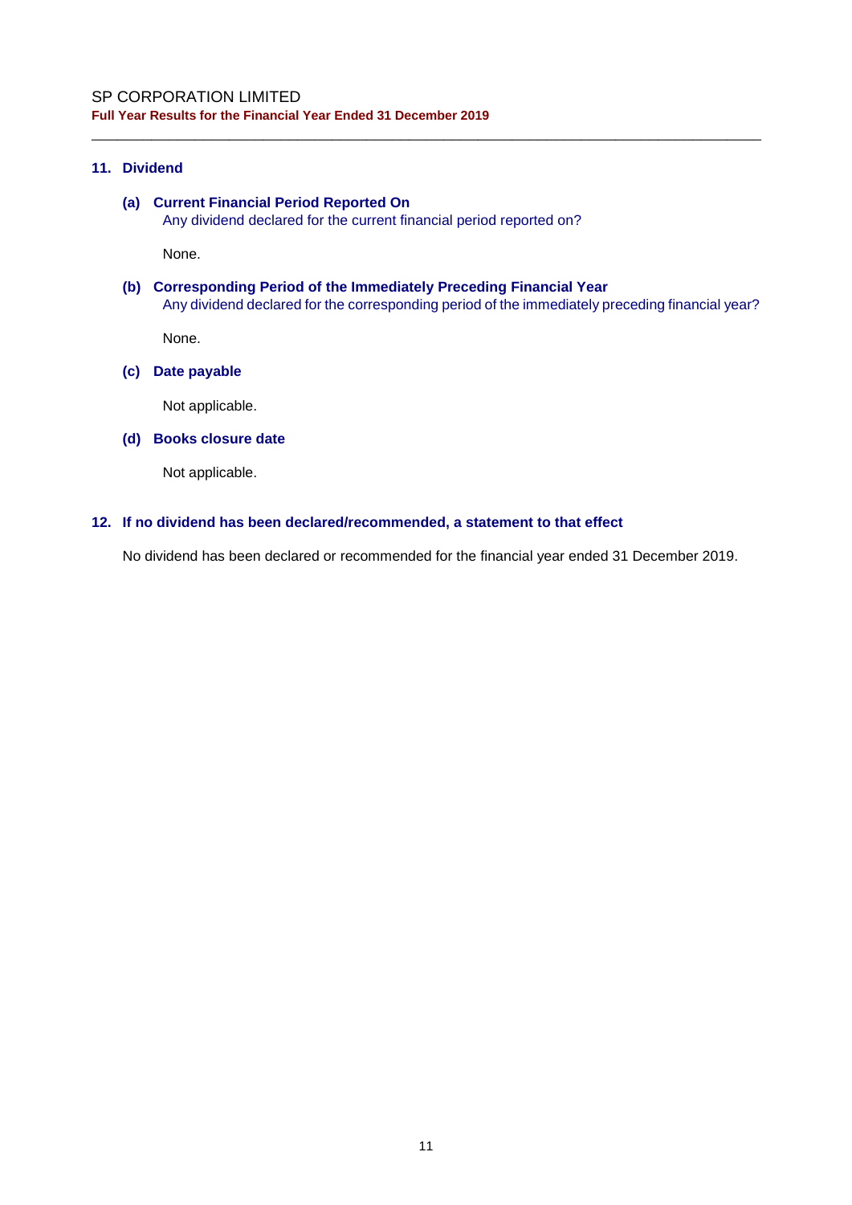## 11. Dividend

### (a) Current Financial Period Reported On

Any dividend declared for the current financial period reported on?

None.

### (b) Corresponding Period of the Immediately Preceding Financial Year

Any dividend declared for the corresponding period of the immediately preceding financial year?

None.

### (c) Date payable

Not applicable.

### (d) Books closure date

Not applicable.

## 12. If no dividend has been declared/recommended, a statement to that effect

No dividend has been declared or recommended for the financial year ended 31 December 2019.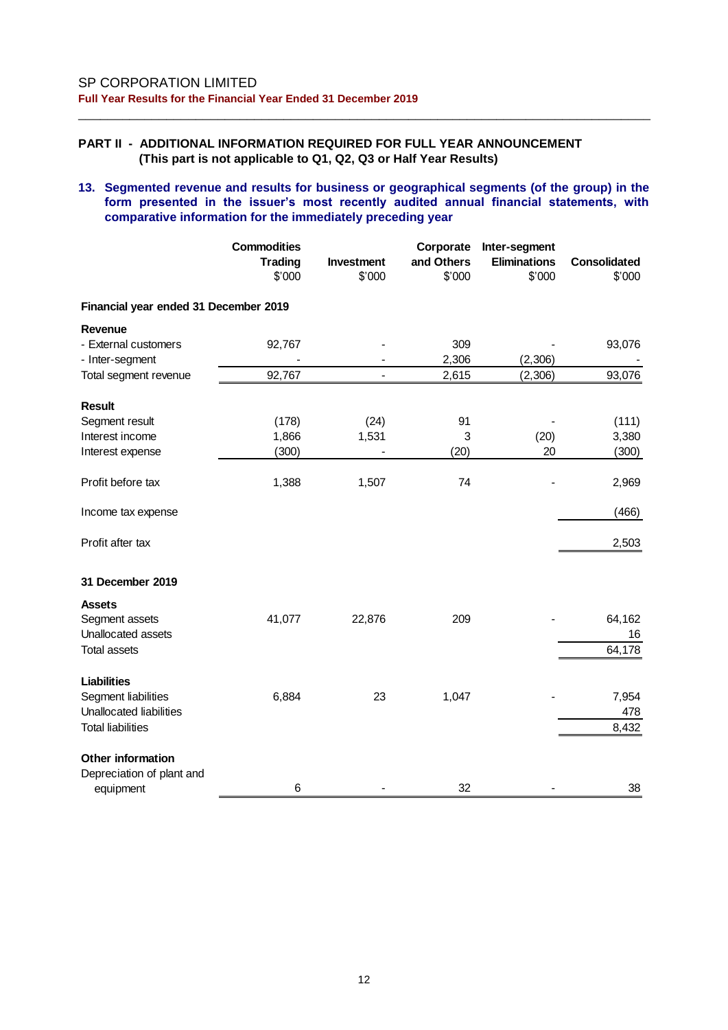## PART II - ADDITIONAL INFORMATION REQUIRED FOR FULL YEAR ANNOUNCEMENT
**(This part is not applicable to Q1, Q2, Q3 or Half Year Results)**

### 13. Segmented revenue and results for business or geographical segments (of the group) in the form presented in the issuer's most recently audited annual financial statements, with comparative information for the immediately preceding year

| | Commodities Trading $'000 | Investment $'000 | Corporate and Others $'000 | Inter-segment Eliminations $'000 | Consolidated $'000 |
|---|---|---|---|---|---|
| **Financial year ended 31 December 2019** | | | | | |
| **Revenue** | | | | | |
| - External customers | 92,767 | - | 309 | - | 93,076 |
| - Inter-segment | - | - | 2,306 | (2,306) | - |
| Total segment revenue | 92,767 | - | 2,615 | (2,306) | 93,076 |
| **Result** | | | | | |
| Segment result | (178) | (24) | 91 | - | (111) |
| Interest income | 1,866 | 1,531 | 3 | (20) | 3,380 |
| Interest expense | (300) | - | (20) | 20 | (300) |
| Profit before tax | 1,388 | 1,507 | 74 | - | 2,969 |
| Income tax expense | | | | | (466) |
| Profit after tax | | | | | 2,503 |
| **31 December 2019** | | | | | |
| **Assets** | | | | | |
| Segment assets | 41,077 | 22,876 | 209 | - | 64,162 |
| Unallocated assets | | | | | 16 |
| Total assets | | | | | 64,178 |
| **Liabilities** | | | | | |
| Segment liabilities | 6,884 | 23 | 1,047 | - | 7,954 |
| Unallocated liabilities | | | | | 478 |
| Total liabilities | | | | | 8,432 |
| **Other information** | | | | | |
| Depreciation of plant and equipment | 6 | - | 32 | - | 38 |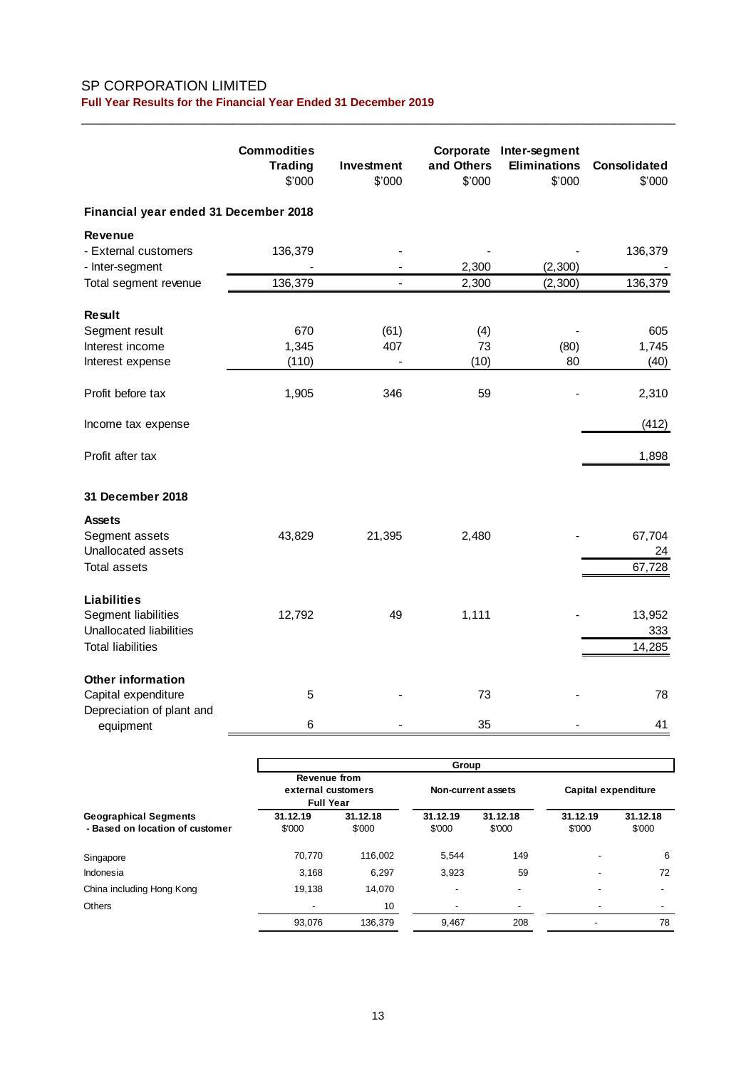SP CORPORATION LIMITED

**Full Year Results for the Financial Year Ended 31 December 2019**

| | Commodities Trading $'000 | Investment $'000 | Corporate and Others $'000 | Inter-segment Eliminations $'000 | Consolidated $'000 |
|---|---|---|---|---|---|
| **Financial year ended 31 December 2018** | | | | | |
| **Revenue** | | | | | |
| - External customers | 136,379 | - | - | - | 136,379 |
| - Inter-segment | - | - | 2,300 | (2,300) | - |
| Total segment revenue | 136,379 | - | 2,300 | (2,300) | 136,379 |
| **Result** | | | | | |
| Segment result | 670 | (61) | (4) | - | 605 |
| Interest income | 1,345 | 407 | 73 | (80) | 1,745 |
| Interest expense | (110) | - | (10) | 80 | (40) |
| Profit before tax | 1,905 | 346 | 59 | - | 2,310 |
| Income tax expense | | | | | (412) |
| Profit after tax | | | | | 1,898 |
| **31 December 2018** | | | | | |
| **Assets** | | | | | |
| Segment assets | 43,829 | 21,395 | 2,480 | - | 67,704 |
| Unallocated assets | | | | | 24 |
| Total assets | | | | | 67,728 |
| **Liabilities** | | | | | |
| Segment liabilities | 12,792 | 49 | 1,111 | - | 13,952 |
| Unallocated liabilities | | | | | 333 |
| Total liabilities | | | | | 14,285 |
| **Other information** | | | | | |
| Capital expenditure | 5 | - | 73 | - | 78 |
| Depreciation of plant and equipment | 6 | - | 35 | - | 41 |

| | Group | | | | | |
|---|---|---|---|---|---|---|
| | Revenue from external customers Full Year | | Non-current assets | | Capital expenditure | |
| **Geographical Segments - Based on location of customer** | **31.12.19** $'000 | **31.12.18** $'000 | **31.12.19** $'000 | **31.12.18** $'000 | **31.12.19** $'000 | **31.12.18** $'000 |
| Singapore | 70,770 | 116,002 | 5,544 | 149 | - | 6 |
| Indonesia | 3,168 | 6,297 | 3,923 | 59 | - | 72 |
| China including Hong Kong | 19,138 | 14,070 | - | - | - | - |
| Others | - | 10 | - | - | - | - |
| | 93,076 | 136,379 | 9,467 | 208 | - | 78 |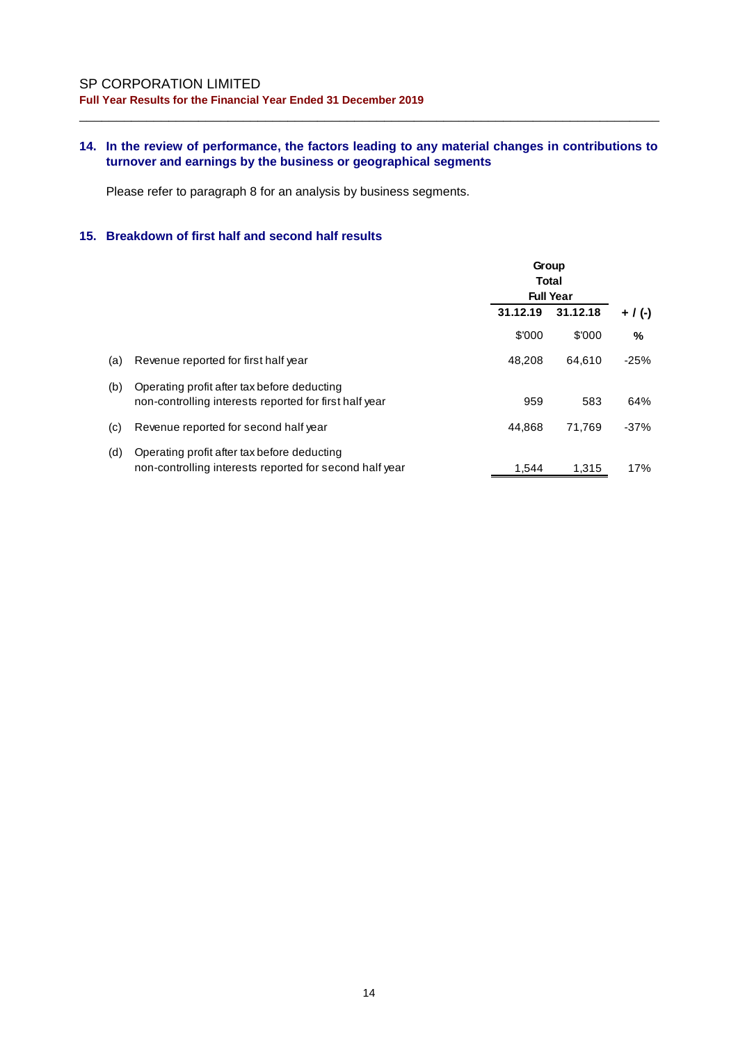## 14. In the review of performance, the factors leading to any material changes in contributions to turnover and earnings by the business or geographical segments

Please refer to paragraph 8 for an analysis by business segments.

## 15. Breakdown of first half and second half results

| | | Group Total Full Year | | |
|---|---|---|---|---|
| | | 31.12.19 | 31.12.18 | + / (-) |
| | | $'000 | $'000 | % |
| (a) | Revenue reported for first half year | 48,208 | 64,610 | -25% |
| (b) | Operating profit after tax before deducting non-controlling interests reported for first half year | 959 | 583 | 64% |
| (c) | Revenue reported for second half year | 44,868 | 71,769 | -37% |
| (d) | Operating profit after tax before deducting non-controlling interests reported for second half year | 1,544 | 1,315 | 17% |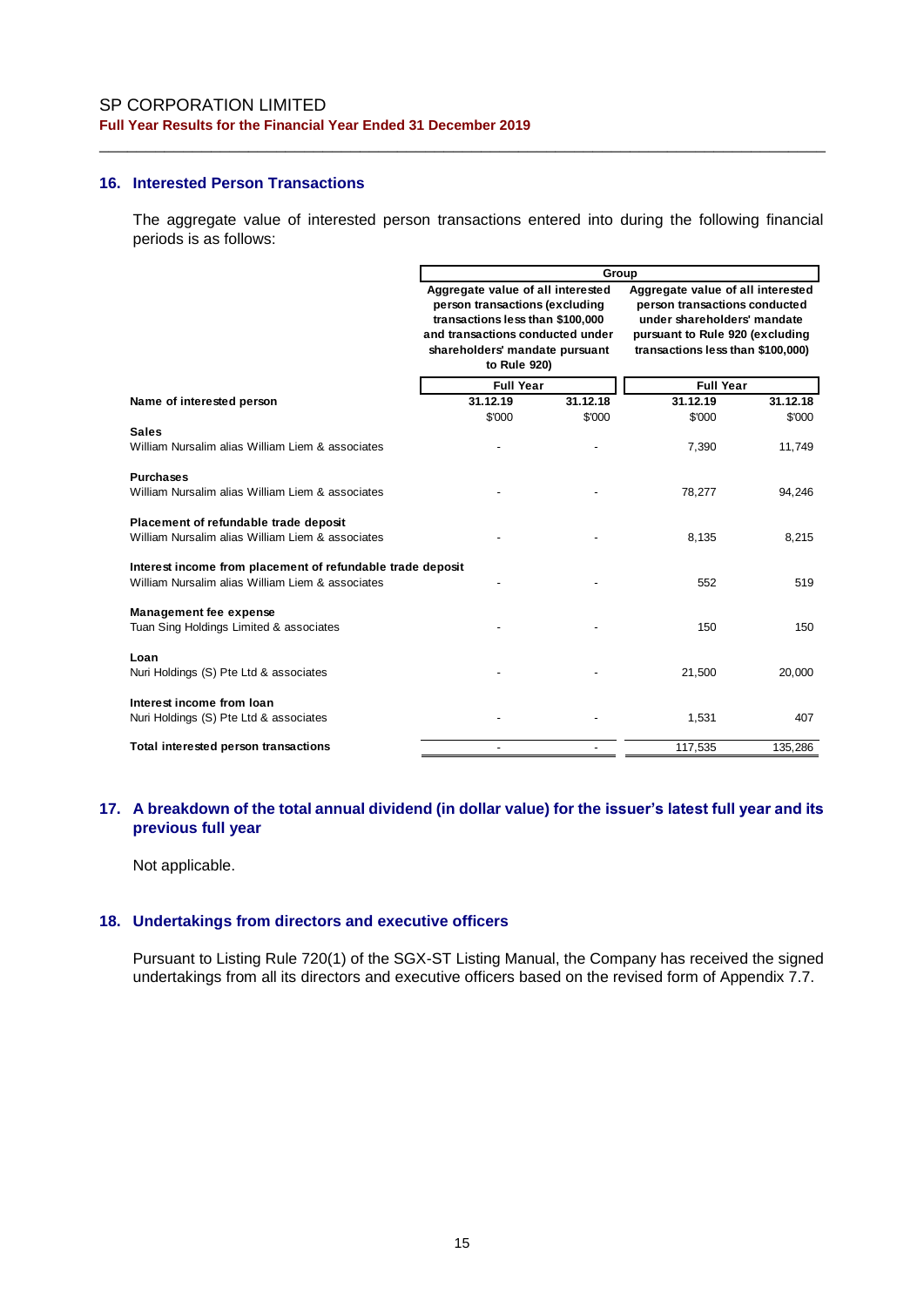### 16. Interested Person Transactions

The aggregate value of interested person transactions entered into during the following financial periods is as follows:

| | Group | | | |
|---|---|---|---|---|
| | Aggregate value of all interested person transactions (excluding transactions less than $100,000 and transactions conducted under shareholders' mandate pursuant to Rule 920) | | Aggregate value of all interested person transactions conducted under shareholders' mandate pursuant to Rule 920 (excluding transactions less than $100,000) | |
| | Full Year | | Full Year | |
| **Name of interested person** | **31.12.19** | **31.12.18** | **31.12.19** | **31.12.18** |
| | $'000 | $'000 | $'000 | $'000 |
| **Sales** | | | | |
| William Nursalim alias William Liem & associates | - | - | 7,390 | 11,749 |
| **Purchases** | | | | |
| William Nursalim alias William Liem & associates | - | - | 78,277 | 94,246 |
| **Placement of refundable trade deposit** | | | | |
| William Nursalim alias William Liem & associates | - | - | 8,135 | 8,215 |
| **Interest income from placement of refundable trade deposit** | | | | |
| William Nursalim alias William Liem & associates | - | - | 552 | 519 |
| **Management fee expense** | | | | |
| Tuan Sing Holdings Limited & associates | - | - | 150 | 150 |
| **Loan** | | | | |
| Nuri Holdings (S) Pte Ltd & associates | - | - | 21,500 | 20,000 |
| **Interest income from loan** | | | | |
| Nuri Holdings (S) Pte Ltd & associates | - | - | 1,531 | 407 |
| **Total interested person transactions** | - | - | 117,535 | 135,286 |

### 17. A breakdown of the total annual dividend (in dollar value) for the issuer's latest full year and its previous full year

Not applicable.

### 18. Undertakings from directors and executive officers

Pursuant to Listing Rule 720(1) of the SGX-ST Listing Manual, the Company has received the signed undertakings from all its directors and executive officers based on the revised form of Appendix 7.7.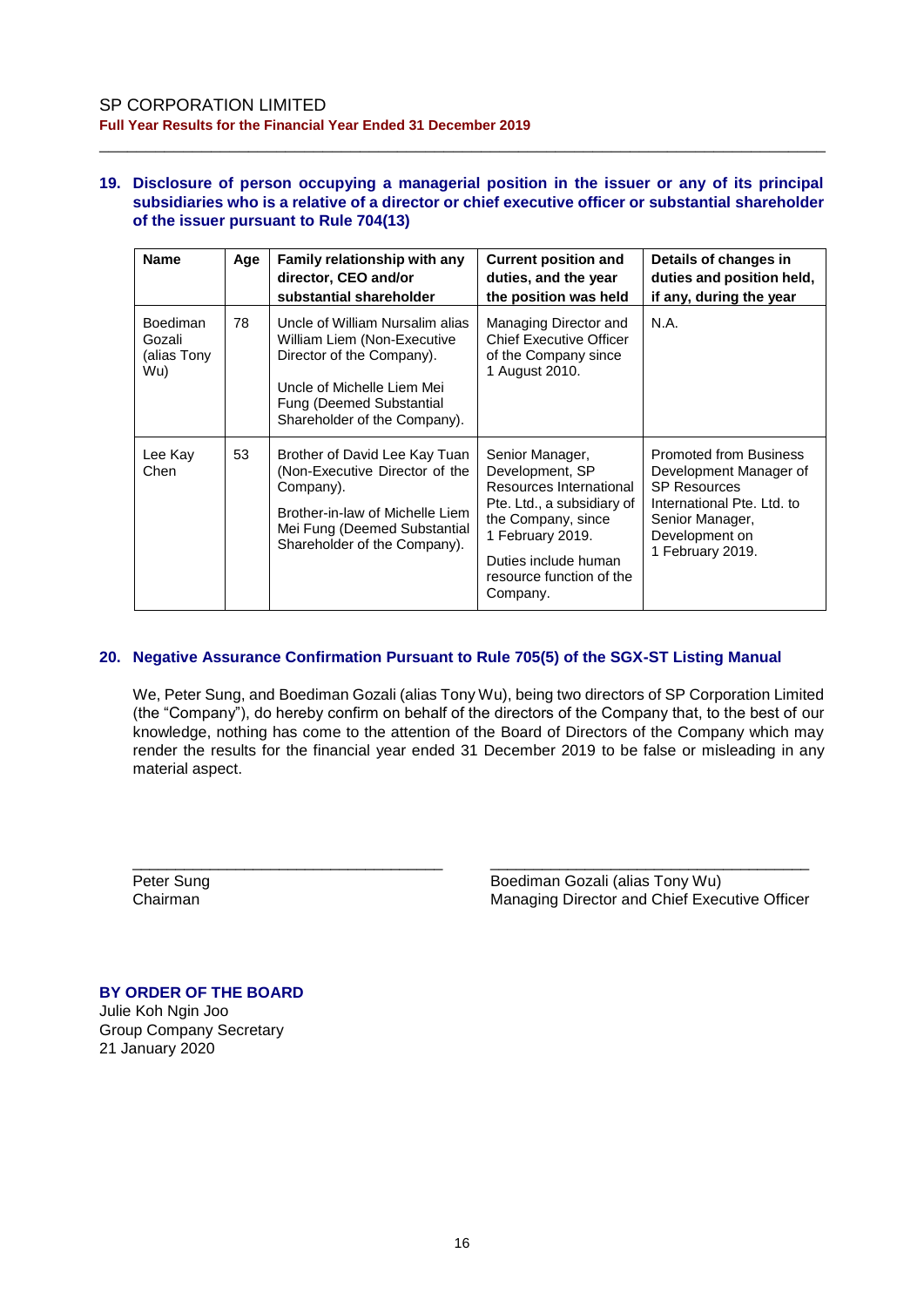## 19. Disclosure of person occupying a managerial position in the issuer or any of its principal subsidiaries who is a relative of a director or chief executive officer or substantial shareholder of the issuer pursuant to Rule 704(13)

| Name | Age | Family relationship with any director, CEO and/or substantial shareholder | Current position and duties, and the year the position was held | Details of changes in duties and position held, if any, during the year |
|---|---|---|---|---|
| Boediman Gozali (alias Tony Wu) | 78 | Uncle of William Nursalim alias William Liem (Non-Executive Director of the Company).<br><br>Uncle of Michelle Liem Mei Fung (Deemed Substantial Shareholder of the Company). | Managing Director and Chief Executive Officer of the Company since 1 August 2010. | N.A. |
| Lee Kay Chen | 53 | Brother of David Lee Kay Tuan (Non-Executive Director of the Company).<br><br>Brother-in-law of Michelle Liem Mei Fung (Deemed Substantial Shareholder of the Company). | Senior Manager, Development, SP Resources International Pte. Ltd., a subsidiary of the Company, since 1 February 2019.<br><br>Duties include human resource function of the Company. | Promoted from Business Development Manager of SP Resources International Pte. Ltd. to Senior Manager, Development on 1 February 2019. |

## 20. Negative Assurance Confirmation Pursuant to Rule 705(5) of the SGX-ST Listing Manual

We, Peter Sung, and Boediman Gozali (alias Tony Wu), being two directors of SP Corporation Limited (the "Company"), do hereby confirm on behalf of the directors of the Company that, to the best of our knowledge, nothing has come to the attention of the Board of Directors of the Company which may render the results for the financial year ended 31 December 2019 to be false or misleading in any material aspect.

Peter Sung
Chairman

Boediman Gozali (alias Tony Wu)
Managing Director and Chief Executive Officer

**BY ORDER OF THE BOARD**
Julie Koh Ngin Joo
Group Company Secretary
21 January 2020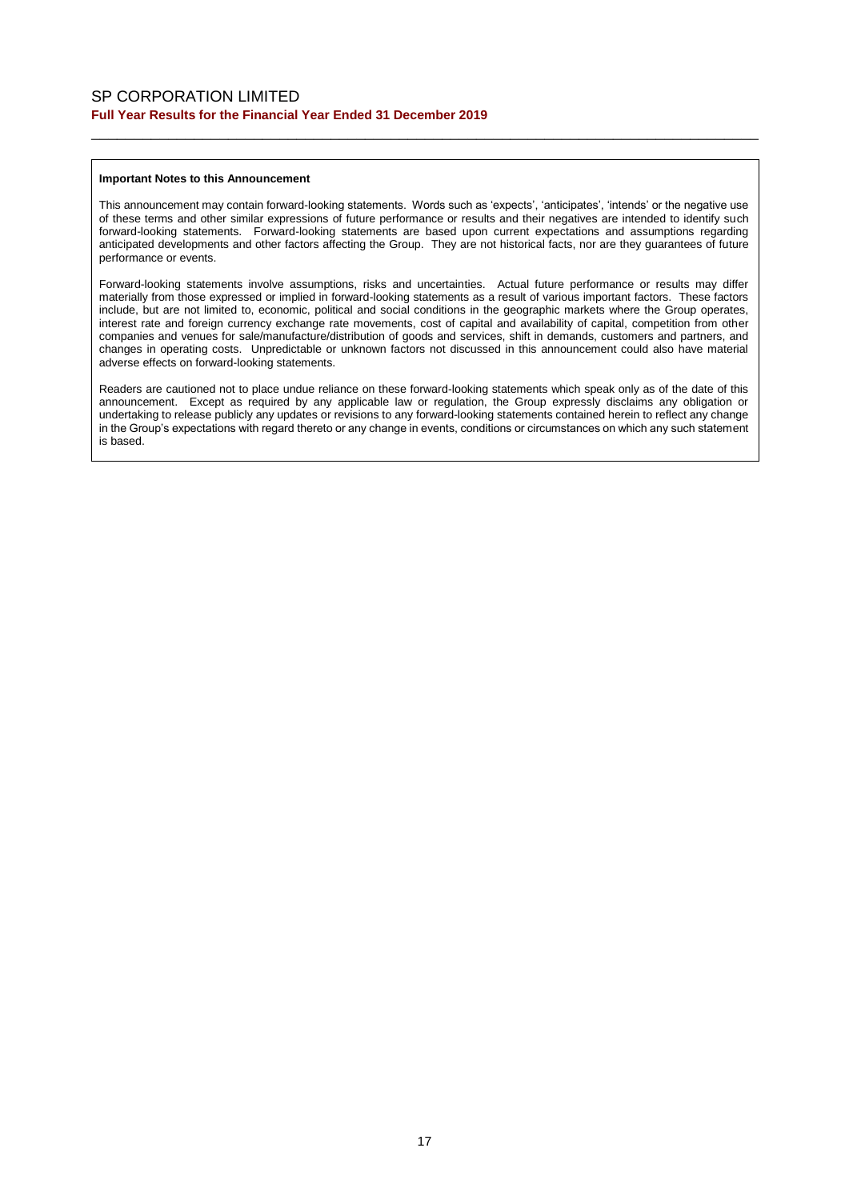**Important Notes to this Announcement**

This announcement may contain forward-looking statements. Words such as 'expects', 'anticipates', 'intends' or the negative use of these terms and other similar expressions of future performance or results and their negatives are intended to identify such forward-looking statements. Forward-looking statements are based upon current expectations and assumptions regarding anticipated developments and other factors affecting the Group. They are not historical facts, nor are they guarantees of future performance or events.

Forward-looking statements involve assumptions, risks and uncertainties. Actual future performance or results may differ materially from those expressed or implied in forward-looking statements as a result of various important factors. These factors include, but are not limited to, economic, political and social conditions in the geographic markets where the Group operates, interest rate and foreign currency exchange rate movements, cost of capital and availability of capital, competition from other companies and venues for sale/manufacture/distribution of goods and services, shift in demands, customers and partners, and changes in operating costs. Unpredictable or unknown factors not discussed in this announcement could also have material adverse effects on forward-looking statements.

Readers are cautioned not to place undue reliance on these forward-looking statements which speak only as of the date of this announcement. Except as required by any applicable law or regulation, the Group expressly disclaims any obligation or undertaking to release publicly any updates or revisions to any forward-looking statements contained herein to reflect any change in the Group's expectations with regard thereto or any change in events, conditions or circumstances on which any such statement is based.